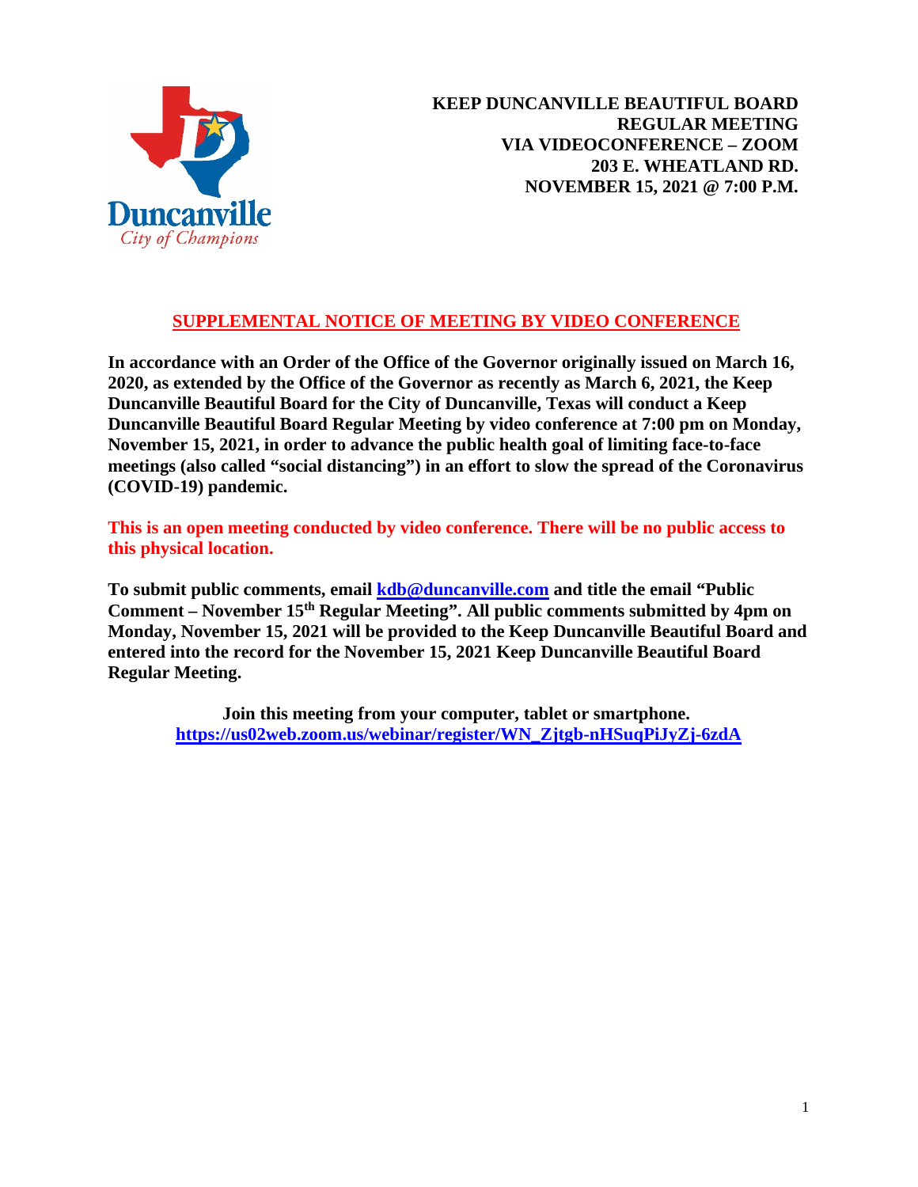Duncanville
City of Champions

**KEEP DUNCANVILLE BEAUTIFUL BOARD**
**REGULAR MEETING**
**VIA VIDEOCONFERENCE – ZOOM**
**203 E. WHEATLAND RD.**
**NOVEMBER 15, 2021 @ 7:00 P.M.**

## SUPPLEMENTAL NOTICE OF MEETING BY VIDEO CONFERENCE

**In accordance with an Order of the Office of the Governor originally issued on March 16, 2020, as extended by the Office of the Governor as recently as March 6, 2021, the Keep Duncanville Beautiful Board for the City of Duncanville, Texas will conduct a Keep Duncanville Beautiful Board Regular Meeting by video conference at 7:00 pm on Monday, November 15, 2021, in order to advance the public health goal of limiting face-to-face meetings (also called "social distancing") in an effort to slow the spread of the Coronavirus (COVID-19) pandemic.**

**This is an open meeting conducted by video conference. There will be no public access to this physical location.**

**To submit public comments, email kdb@duncanville.com and title the email "Public Comment – November 15th Regular Meeting". All public comments submitted by 4pm on Monday, November 15, 2021 will be provided to the Keep Duncanville Beautiful Board and entered into the record for the November 15, 2021 Keep Duncanville Beautiful Board Regular Meeting.**

**Join this meeting from your computer, tablet or smartphone.**
**https://us02web.zoom.us/webinar/register/WN_Zjtgb-nHSuqPiJyZj-6zdA**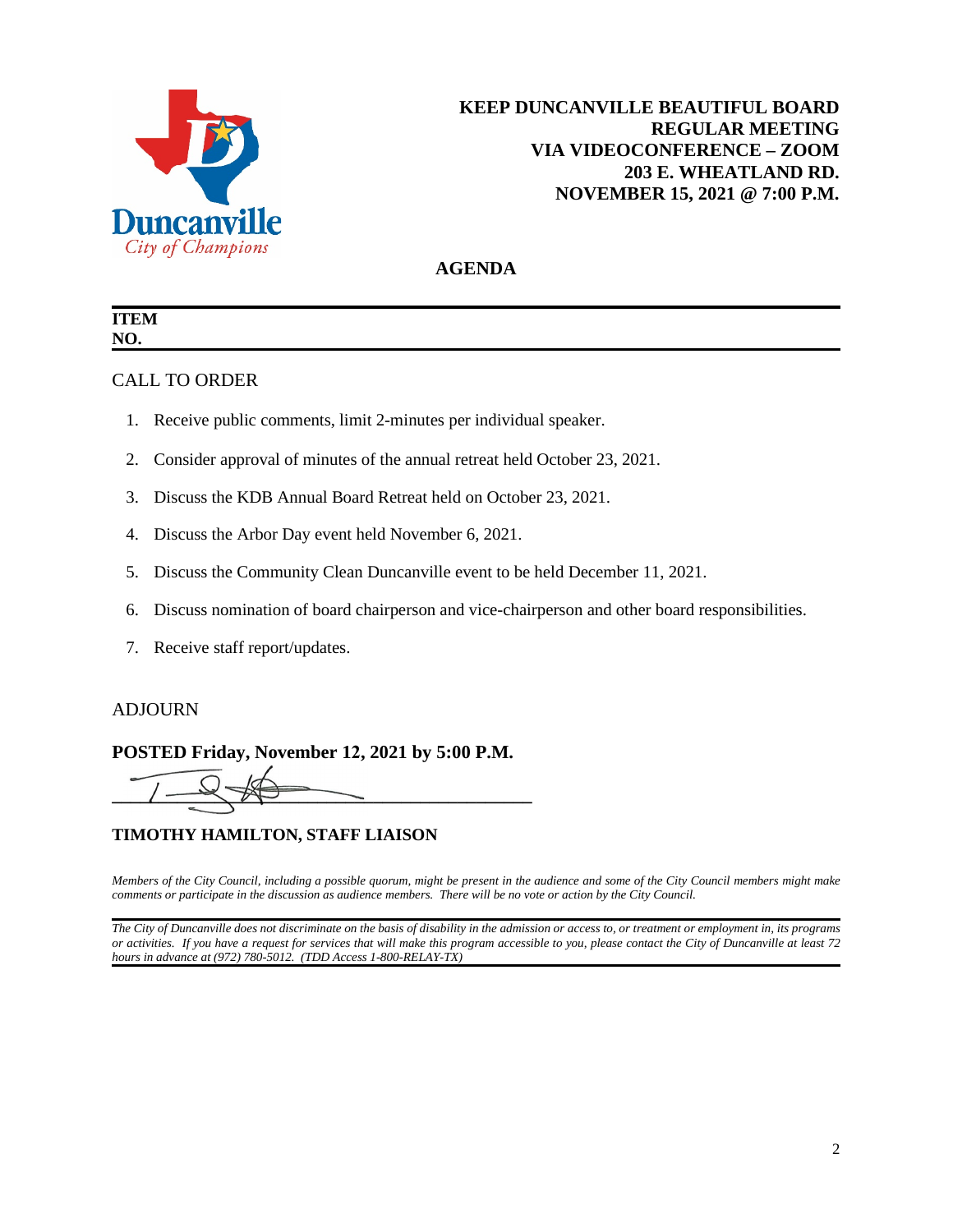**KEEP DUNCANVILLE BEAUTIFUL BOARD**
**REGULAR MEETING**
**VIA VIDEOCONFERENCE – ZOOM**
**203 E. WHEATLAND RD.**
**NOVEMBER 15, 2021 @ 7:00 P.M.**

## AGENDA

**ITEM NO.**

CALL TO ORDER

1. Receive public comments, limit 2-minutes per individual speaker.
2. Consider approval of minutes of the annual retreat held October 23, 2021.
3. Discuss the KDB Annual Board Retreat held on October 23, 2021.
4. Discuss the Arbor Day event held November 6, 2021.
5. Discuss the Community Clean Duncanville event to be held December 11, 2021.
6. Discuss nomination of board chairperson and vice-chairperson and other board responsibilities.
7. Receive staff report/updates.

ADJOURN

**POSTED Friday, November 12, 2021 by 5:00 P.M.**

**TIMOTHY HAMILTON, STAFF LIAISON**

*Members of the City Council, including a possible quorum, might be present in the audience and some of the City Council members might make comments or participate in the discussion as audience members. There will be no vote or action by the City Council.*

*The City of Duncanville does not discriminate on the basis of disability in the admission or access to, or treatment or employment in, its programs or activities. If you have a request for services that will make this program accessible to you, please contact the City of Duncanville at least 72 hours in advance at (972) 780-5012. (TDD Access 1-800-RELAY-TX)*